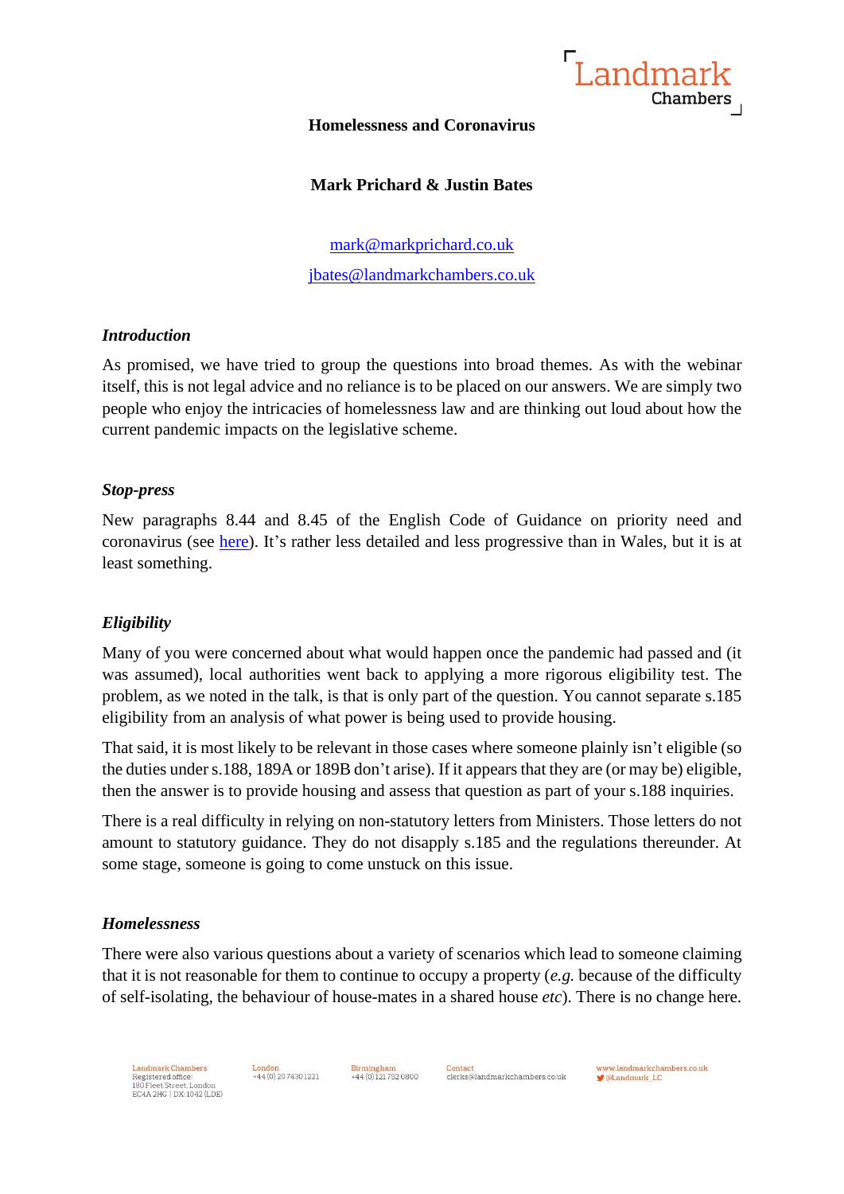# Homelessness and Coronavirus

**Mark Prichard & Justin Bates**

mark@markprichard.co.uk

jbates@landmarkchambers.co.uk

### *Introduction*

As promised, we have tried to group the questions into broad themes. As with the webinar itself, this is not legal advice and no reliance is to be placed on our answers. We are simply two people who enjoy the intricacies of homelessness law and are thinking out loud about how the current pandemic impacts on the legislative scheme.

### *Stop-press*

New paragraphs 8.44 and 8.45 of the English Code of Guidance on priority need and coronavirus (see here). It's rather less detailed and less progressive than in Wales, but it is at least something.

### *Eligibility*

Many of you were concerned about what would happen once the pandemic had passed and (it was assumed), local authorities went back to applying a more rigorous eligibility test. The problem, as we noted in the talk, is that is only part of the question. You cannot separate s.185 eligibility from an analysis of what power is being used to provide housing.

That said, it is most likely to be relevant in those cases where someone plainly isn't eligible (so the duties under s.188, 189A or 189B don't arise). If it appears that they are (or may be) eligible, then the answer is to provide housing and assess that question as part of your s.188 inquiries.

There is a real difficulty in relying on non-statutory letters from Ministers. Those letters do not amount to statutory guidance. They do not disapply s.185 and the regulations thereunder. At some stage, someone is going to come unstuck on this issue.

### *Homelessness*

There were also various questions about a variety of scenarios which lead to someone claiming that it is not reasonable for them to continue to occupy a property (*e.g.* because of the difficulty of self-isolating, the behaviour of house-mates in a shared house *etc*). There is no change here.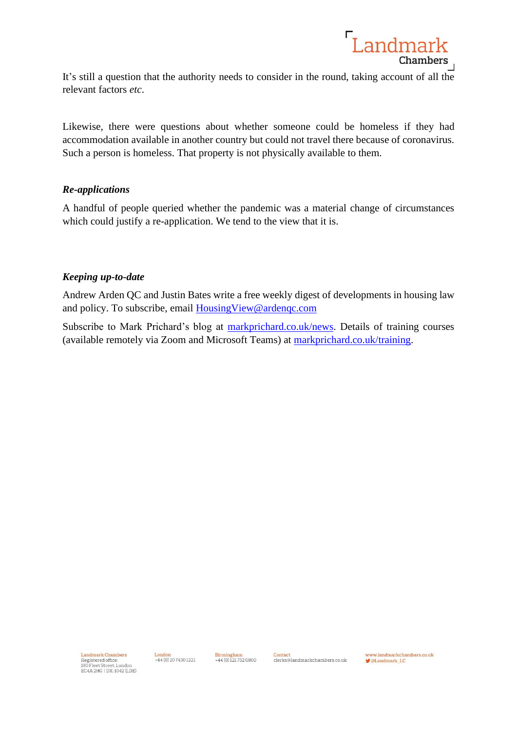It's still a question that the authority needs to consider in the round, taking account of all the relevant factors *etc*.

Likewise, there were questions about whether someone could be homeless if they had accommodation available in another country but could not travel there because of coronavirus. Such a person is homeless. That property is not physically available to them.

### *Re-applications*

A handful of people queried whether the pandemic was a material change of circumstances which could justify a re-application. We tend to the view that it is.

### *Keeping up-to-date*

Andrew Arden QC and Justin Bates write a free weekly digest of developments in housing law and policy. To subscribe, email HousingView@ardenqc.com

Subscribe to Mark Prichard's blog at markprichard.co.uk/news. Details of training courses (available remotely via Zoom and Microsoft Teams) at markprichard.co.uk/training.